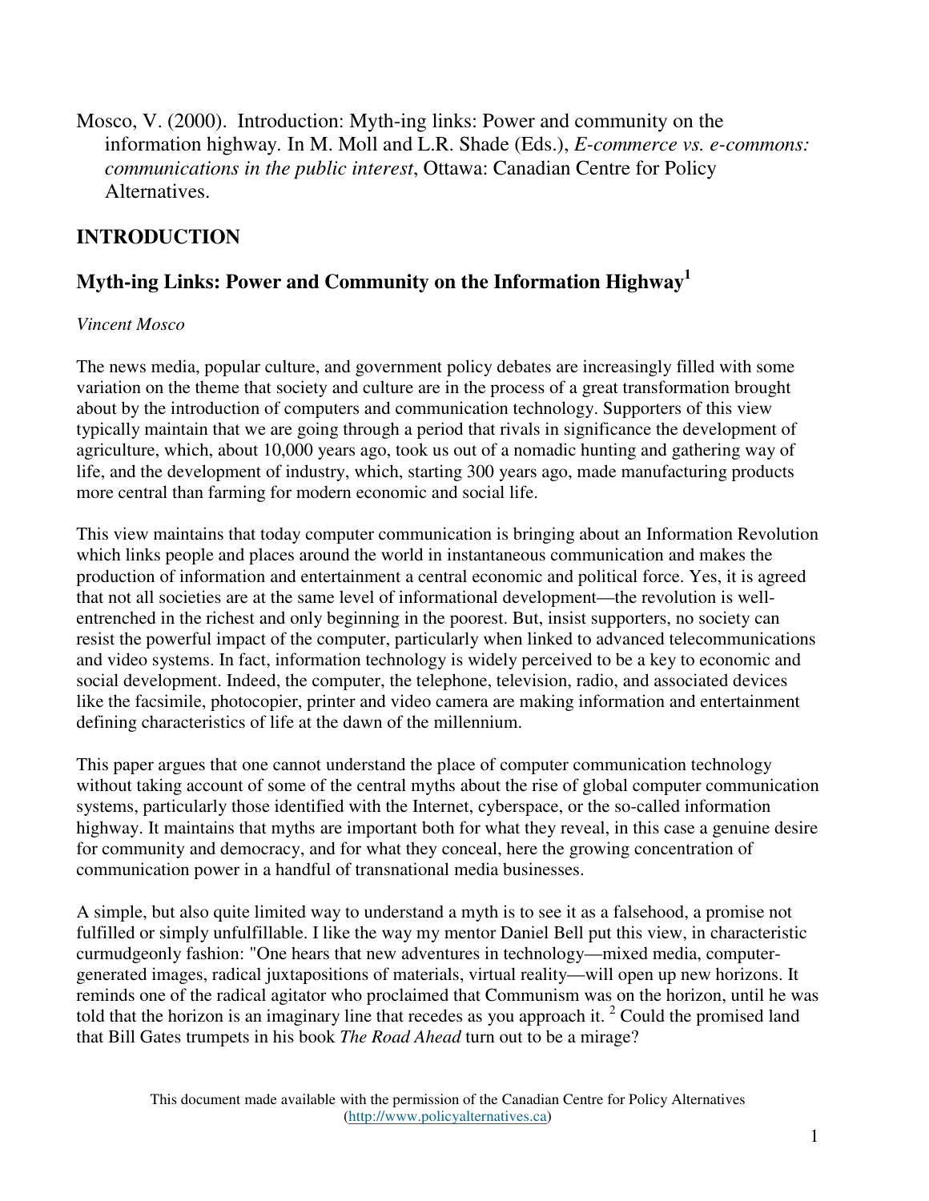Mosco, V. (2000). Introduction: Myth-ing links: Power and community on the information highway. In M. Moll and L.R. Shade (Eds.), *E-commerce vs. e-commons: communications in the public interest*, Ottawa: Canadian Centre for Policy Alternatives.

## INTRODUCTION

## Myth-ing Links: Power and Community on the Information Highway[1]

*Vincent Mosco*

The news media, popular culture, and government policy debates are increasingly filled with some variation on the theme that society and culture are in the process of a great transformation brought about by the introduction of computers and communication technology. Supporters of this view typically maintain that we are going through a period that rivals in significance the development of agriculture, which, about 10,000 years ago, took us out of a nomadic hunting and gathering way of life, and the development of industry, which, starting 300 years ago, made manufacturing products more central than farming for modern economic and social life.

This view maintains that today computer communication is bringing about an Information Revolution which links people and places around the world in instantaneous communication and makes the production of information and entertainment a central economic and political force. Yes, it is agreed that not all societies are at the same level of informational development—the revolution is well-entrenched in the richest and only beginning in the poorest. But, insist supporters, no society can resist the powerful impact of the computer, particularly when linked to advanced telecommunications and video systems. In fact, information technology is widely perceived to be a key to economic and social development. Indeed, the computer, the telephone, television, radio, and associated devices like the facsimile, photocopier, printer and video camera are making information and entertainment defining characteristics of life at the dawn of the millennium.

This paper argues that one cannot understand the place of computer communication technology without taking account of some of the central myths about the rise of global computer communication systems, particularly those identified with the Internet, cyberspace, or the so-called information highway. It maintains that myths are important both for what they reveal, in this case a genuine desire for community and democracy, and for what they conceal, here the growing concentration of communication power in a handful of transnational media businesses.

A simple, but also quite limited way to understand a myth is to see it as a falsehood, a promise not fulfilled or simply unfulfillable. I like the way my mentor Daniel Bell put this view, in characteristic curmudgeonly fashion: "One hears that new adventures in technology—mixed media, computer-generated images, radical juxtapositions of materials, virtual reality—will open up new horizons. It reminds one of the radical agitator who proclaimed that Communism was on the horizon, until he was told that the horizon is an imaginary line that recedes as you approach it. [2] Could the promised land that Bill Gates trumpets in his book *The Road Ahead* turn out to be a mirage?

This document made available with the permission of the Canadian Centre for Policy Alternatives (http://www.policyalternatives.ca)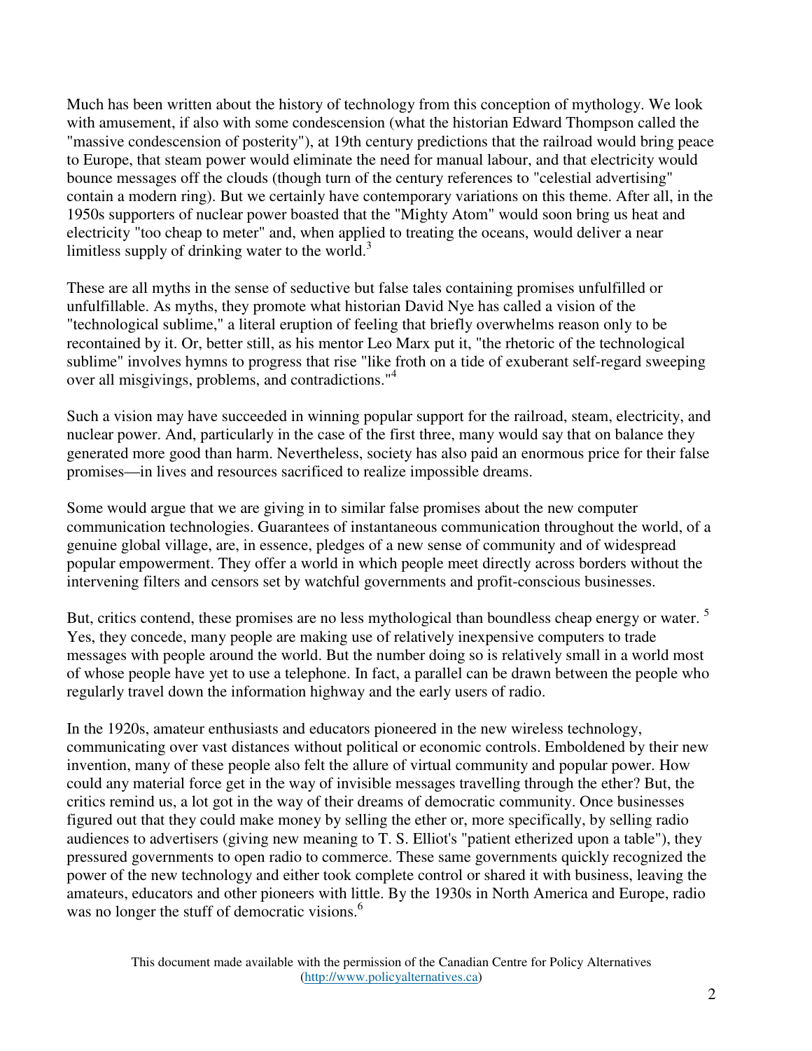Much has been written about the history of technology from this conception of mythology. We look with amusement, if also with some condescension (what the historian Edward Thompson called the "massive condescension of posterity"), at 19th century predictions that the railroad would bring peace to Europe, that steam power would eliminate the need for manual labour, and that electricity would bounce messages off the clouds (though turn of the century references to "celestial advertising" contain a modern ring). But we certainly have contemporary variations on this theme. After all, in the 1950s supporters of nuclear power boasted that the "Mighty Atom" would soon bring us heat and electricity "too cheap to meter" and, when applied to treating the oceans, would deliver a near limitless supply of drinking water to the world.[3]

These are all myths in the sense of seductive but false tales containing promises unfulfilled or unfulfillable. As myths, they promote what historian David Nye has called a vision of the "technological sublime," a literal eruption of feeling that briefly overwhelms reason only to be recontained by it. Or, better still, as his mentor Leo Marx put it, "the rhetoric of the technological sublime" involves hymns to progress that rise "like froth on a tide of exuberant self-regard sweeping over all misgivings, problems, and contradictions."[4]

Such a vision may have succeeded in winning popular support for the railroad, steam, electricity, and nuclear power. And, particularly in the case of the first three, many would say that on balance they generated more good than harm. Nevertheless, society has also paid an enormous price for their false promises—in lives and resources sacrificed to realize impossible dreams.

Some would argue that we are giving in to similar false promises about the new computer communication technologies. Guarantees of instantaneous communication throughout the world, of a genuine global village, are, in essence, pledges of a new sense of community and of widespread popular empowerment. They offer a world in which people meet directly across borders without the intervening filters and censors set by watchful governments and profit-conscious businesses.

But, critics contend, these promises are no less mythological than boundless cheap energy or water. [5] Yes, they concede, many people are making use of relatively inexpensive computers to trade messages with people around the world. But the number doing so is relatively small in a world most of whose people have yet to use a telephone. In fact, a parallel can be drawn between the people who regularly travel down the information highway and the early users of radio.

In the 1920s, amateur enthusiasts and educators pioneered in the new wireless technology, communicating over vast distances without political or economic controls. Emboldened by their new invention, many of these people also felt the allure of virtual community and popular power. How could any material force get in the way of invisible messages travelling through the ether? But, the critics remind us, a lot got in the way of their dreams of democratic community. Once businesses figured out that they could make money by selling the ether or, more specifically, by selling radio audiences to advertisers (giving new meaning to T. S. Elliot's "patient etherized upon a table"), they pressured governments to open radio to commerce. These same governments quickly recognized the power of the new technology and either took complete control or shared it with business, leaving the amateurs, educators and other pioneers with little. By the 1930s in North America and Europe, radio was no longer the stuff of democratic visions.[6]

This document made available with the permission of the Canadian Centre for Policy Alternatives (http://www.policyalternatives.ca)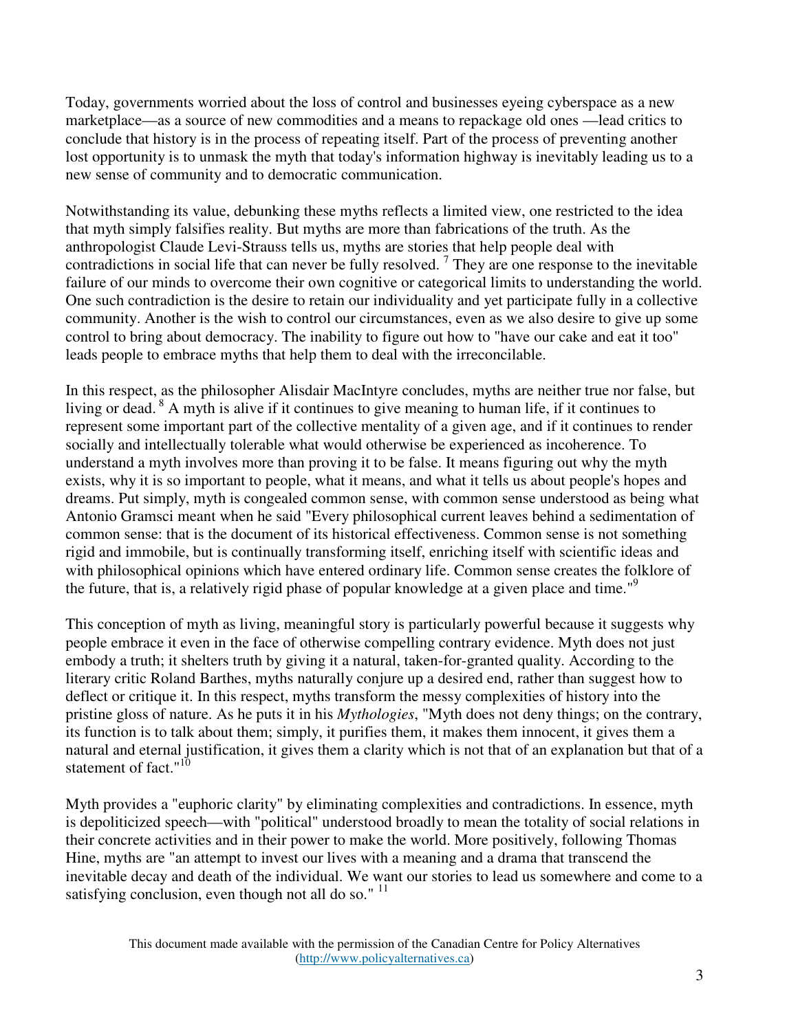Today, governments worried about the loss of control and businesses eyeing cyberspace as a new marketplace—as a source of new commodities and a means to repackage old ones —lead critics to conclude that history is in the process of repeating itself. Part of the process of preventing another lost opportunity is to unmask the myth that today's information highway is inevitably leading us to a new sense of community and to democratic communication.

Notwithstanding its value, debunking these myths reflects a limited view, one restricted to the idea that myth simply falsifies reality. But myths are more than fabrications of the truth. As the anthropologist Claude Levi-Strauss tells us, myths are stories that help people deal with contradictions in social life that can never be fully resolved. [7] They are one response to the inevitable failure of our minds to overcome their own cognitive or categorical limits to understanding the world. One such contradiction is the desire to retain our individuality and yet participate fully in a collective community. Another is the wish to control our circumstances, even as we also desire to give up some control to bring about democracy. The inability to figure out how to "have our cake and eat it too" leads people to embrace myths that help them to deal with the irreconcilable.

In this respect, as the philosopher Alisdair MacIntyre concludes, myths are neither true nor false, but living or dead. [8] A myth is alive if it continues to give meaning to human life, if it continues to represent some important part of the collective mentality of a given age, and if it continues to render socially and intellectually tolerable what would otherwise be experienced as incoherence. To understand a myth involves more than proving it to be false. It means figuring out why the myth exists, why it is so important to people, what it means, and what it tells us about people's hopes and dreams. Put simply, myth is congealed common sense, with common sense understood as being what Antonio Gramsci meant when he said "Every philosophical current leaves behind a sedimentation of common sense: that is the document of its historical effectiveness. Common sense is not something rigid and immobile, but is continually transforming itself, enriching itself with scientific ideas and with philosophical opinions which have entered ordinary life. Common sense creates the folklore of the future, that is, a relatively rigid phase of popular knowledge at a given place and time."[9]

This conception of myth as living, meaningful story is particularly powerful because it suggests why people embrace it even in the face of otherwise compelling contrary evidence. Myth does not just embody a truth; it shelters truth by giving it a natural, taken-for-granted quality. According to the literary critic Roland Barthes, myths naturally conjure up a desired end, rather than suggest how to deflect or critique it. In this respect, myths transform the messy complexities of history into the pristine gloss of nature. As he puts it in his *Mythologies*, "Myth does not deny things; on the contrary, its function is to talk about them; simply, it purifies them, it makes them innocent, it gives them a natural and eternal justification, it gives them a clarity which is not that of an explanation but that of a statement of fact."[10]

Myth provides a "euphoric clarity" by eliminating complexities and contradictions. In essence, myth is depoliticized speech—with "political" understood broadly to mean the totality of social relations in their concrete activities and in their power to make the world. More positively, following Thomas Hine, myths are "an attempt to invest our lives with a meaning and a drama that transcend the inevitable decay and death of the individual. We want our stories to lead us somewhere and come to a satisfying conclusion, even though not all do so." [11]

This document made available with the permission of the Canadian Centre for Policy Alternatives (http://www.policyalternatives.ca)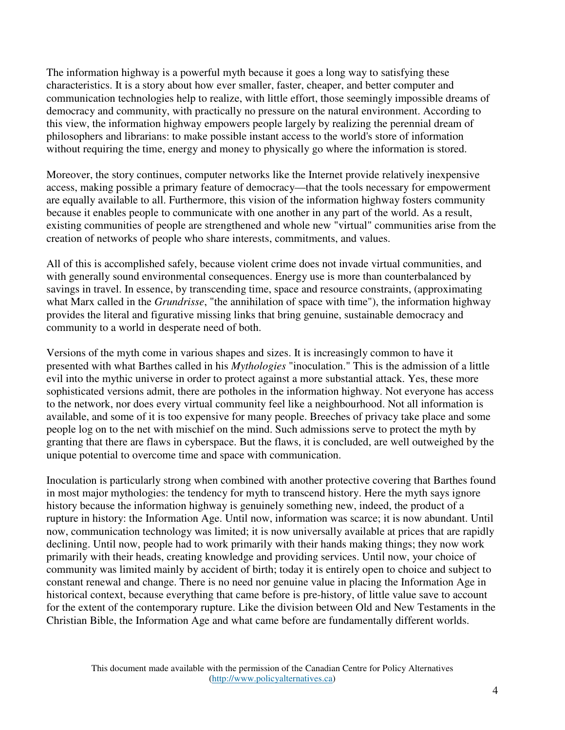The information highway is a powerful myth because it goes a long way to satisfying these characteristics. It is a story about how ever smaller, faster, cheaper, and better computer and communication technologies help to realize, with little effort, those seemingly impossible dreams of democracy and community, with practically no pressure on the natural environment. According to this view, the information highway empowers people largely by realizing the perennial dream of philosophers and librarians: to make possible instant access to the world's store of information without requiring the time, energy and money to physically go where the information is stored.

Moreover, the story continues, computer networks like the Internet provide relatively inexpensive access, making possible a primary feature of democracy—that the tools necessary for empowerment are equally available to all. Furthermore, this vision of the information highway fosters community because it enables people to communicate with one another in any part of the world. As a result, existing communities of people are strengthened and whole new "virtual" communities arise from the creation of networks of people who share interests, commitments, and values.

All of this is accomplished safely, because violent crime does not invade virtual communities, and with generally sound environmental consequences. Energy use is more than counterbalanced by savings in travel. In essence, by transcending time, space and resource constraints, (approximating what Marx called in the *Grundrisse*, "the annihilation of space with time"), the information highway provides the literal and figurative missing links that bring genuine, sustainable democracy and community to a world in desperate need of both.

Versions of the myth come in various shapes and sizes. It is increasingly common to have it presented with what Barthes called in his *Mythologies* "inoculation." This is the admission of a little evil into the mythic universe in order to protect against a more substantial attack. Yes, these more sophisticated versions admit, there are potholes in the information highway. Not everyone has access to the network, nor does every virtual community feel like a neighbourhood. Not all information is available, and some of it is too expensive for many people. Breeches of privacy take place and some people log on to the net with mischief on the mind. Such admissions serve to protect the myth by granting that there are flaws in cyberspace. But the flaws, it is concluded, are well outweighed by the unique potential to overcome time and space with communication.

Inoculation is particularly strong when combined with another protective covering that Barthes found in most major mythologies: the tendency for myth to transcend history. Here the myth says ignore history because the information highway is genuinely something new, indeed, the product of a rupture in history: the Information Age. Until now, information was scarce; it is now abundant. Until now, communication technology was limited; it is now universally available at prices that are rapidly declining. Until now, people had to work primarily with their hands making things; they now work primarily with their heads, creating knowledge and providing services. Until now, your choice of community was limited mainly by accident of birth; today it is entirely open to choice and subject to constant renewal and change. There is no need nor genuine value in placing the Information Age in historical context, because everything that came before is pre-history, of little value save to account for the extent of the contemporary rupture. Like the division between Old and New Testaments in the Christian Bible, the Information Age and what came before are fundamentally different worlds.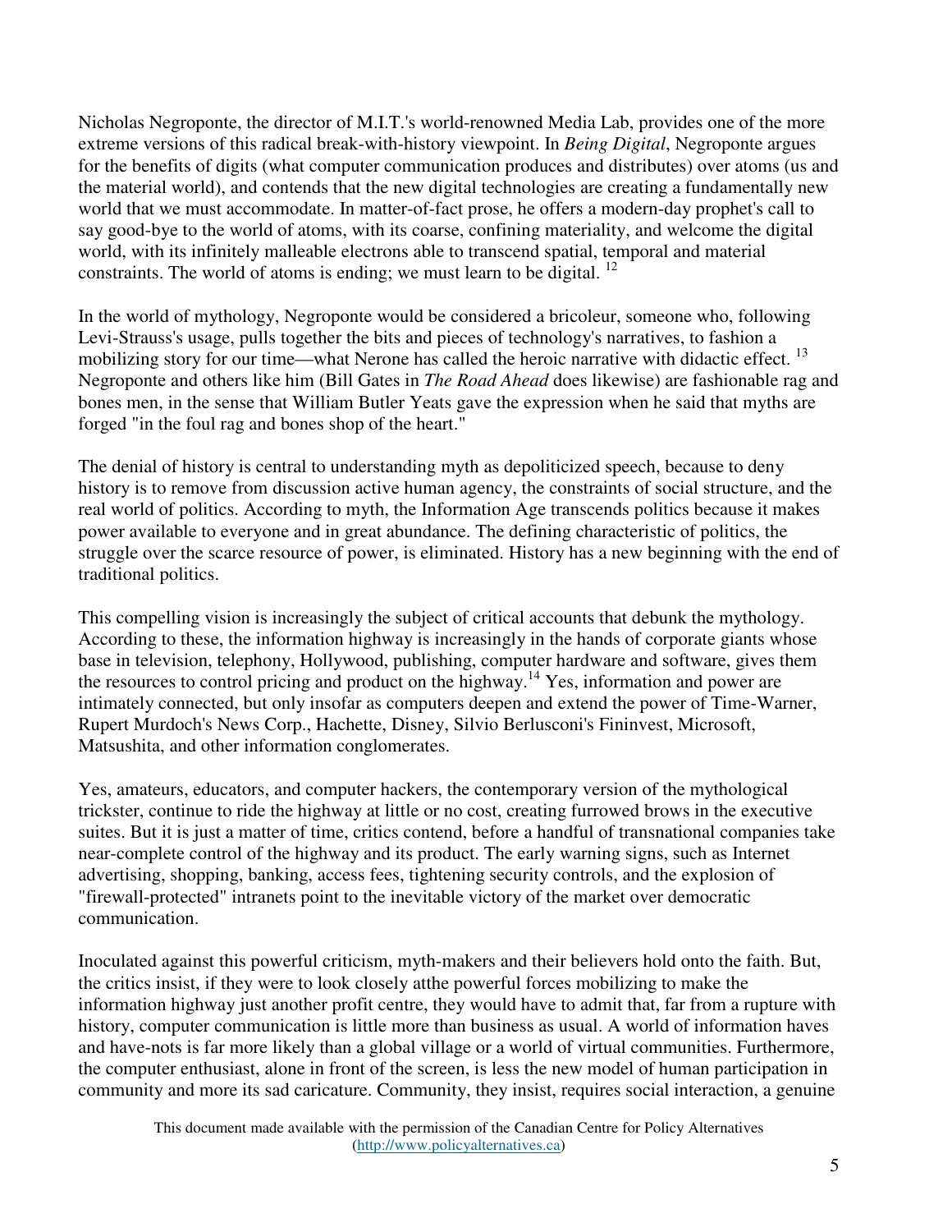Nicholas Negroponte, the director of M.I.T.'s world-renowned Media Lab, provides one of the more extreme versions of this radical break-with-history viewpoint. In *Being Digital*, Negroponte argues for the benefits of digits (what computer communication produces and distributes) over atoms (us and the material world), and contends that the new digital technologies are creating a fundamentally new world that we must accommodate. In matter-of-fact prose, he offers a modern-day prophet's call to say good-bye to the world of atoms, with its coarse, confining materiality, and welcome the digital world, with its infinitely malleable electrons able to transcend spatial, temporal and material constraints. The world of atoms is ending; we must learn to be digital. [12]

In the world of mythology, Negroponte would be considered a bricoleur, someone who, following Levi-Strauss's usage, pulls together the bits and pieces of technology's narratives, to fashion a mobilizing story for our time—what Nerone has called the heroic narrative with didactic effect. [13] Negroponte and others like him (Bill Gates in *The Road Ahead* does likewise) are fashionable rag and bones men, in the sense that William Butler Yeats gave the expression when he said that myths are forged "in the foul rag and bones shop of the heart."

The denial of history is central to understanding myth as depoliticized speech, because to deny history is to remove from discussion active human agency, the constraints of social structure, and the real world of politics. According to myth, the Information Age transcends politics because it makes power available to everyone and in great abundance. The defining characteristic of politics, the struggle over the scarce resource of power, is eliminated. History has a new beginning with the end of traditional politics.

This compelling vision is increasingly the subject of critical accounts that debunk the mythology. According to these, the information highway is increasingly in the hands of corporate giants whose base in television, telephony, Hollywood, publishing, computer hardware and software, gives them the resources to control pricing and product on the highway.[14] Yes, information and power are intimately connected, but only insofar as computers deepen and extend the power of Time-Warner, Rupert Murdoch's News Corp., Hachette, Disney, Silvio Berlusconi's Fininvest, Microsoft, Matsushita, and other information conglomerates.

Yes, amateurs, educators, and computer hackers, the contemporary version of the mythological trickster, continue to ride the highway at little or no cost, creating furrowed brows in the executive suites. But it is just a matter of time, critics contend, before a handful of transnational companies take near-complete control of the highway and its product. The early warning signs, such as Internet advertising, shopping, banking, access fees, tightening security controls, and the explosion of "firewall-protected" intranets point to the inevitable victory of the market over democratic communication.

Inoculated against this powerful criticism, myth-makers and their believers hold onto the faith. But, the critics insist, if they were to look closely atthe powerful forces mobilizing to make the information highway just another profit centre, they would have to admit that, far from a rupture with history, computer communication is little more than business as usual. A world of information haves and have-nots is far more likely than a global village or a world of virtual communities. Furthermore, the computer enthusiast, alone in front of the screen, is less the new model of human participation in community and more its sad caricature. Community, they insist, requires social interaction, a genuine

This document made available with the permission of the Canadian Centre for Policy Alternatives (http://www.policyalternatives.ca)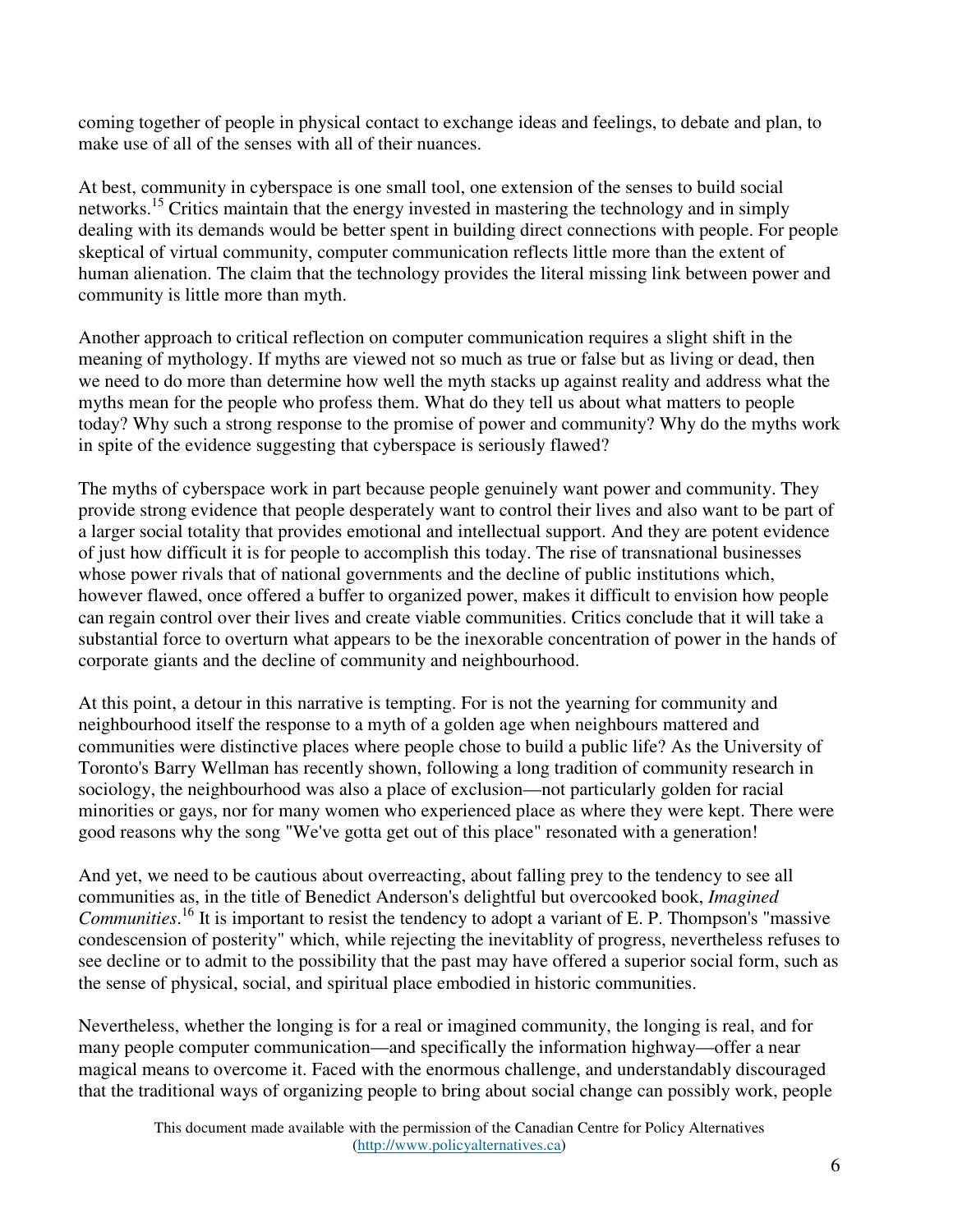coming together of people in physical contact to exchange ideas and feelings, to debate and plan, to make use of all of the senses with all of their nuances.

At best, community in cyberspace is one small tool, one extension of the senses to build social networks.[15] Critics maintain that the energy invested in mastering the technology and in simply dealing with its demands would be better spent in building direct connections with people. For people skeptical of virtual community, computer communication reflects little more than the extent of human alienation. The claim that the technology provides the literal missing link between power and community is little more than myth.

Another approach to critical reflection on computer communication requires a slight shift in the meaning of mythology. If myths are viewed not so much as true or false but as living or dead, then we need to do more than determine how well the myth stacks up against reality and address what the myths mean for the people who profess them. What do they tell us about what matters to people today? Why such a strong response to the promise of power and community? Why do the myths work in spite of the evidence suggesting that cyberspace is seriously flawed?

The myths of cyberspace work in part because people genuinely want power and community. They provide strong evidence that people desperately want to control their lives and also want to be part of a larger social totality that provides emotional and intellectual support. And they are potent evidence of just how difficult it is for people to accomplish this today. The rise of transnational businesses whose power rivals that of national governments and the decline of public institutions which, however flawed, once offered a buffer to organized power, makes it difficult to envision how people can regain control over their lives and create viable communities. Critics conclude that it will take a substantial force to overturn what appears to be the inexorable concentration of power in the hands of corporate giants and the decline of community and neighbourhood.

At this point, a detour in this narrative is tempting. For is not the yearning for community and neighbourhood itself the response to a myth of a golden age when neighbours mattered and communities were distinctive places where people chose to build a public life? As the University of Toronto's Barry Wellman has recently shown, following a long tradition of community research in sociology, the neighbourhood was also a place of exclusion—not particularly golden for racial minorities or gays, nor for many women who experienced place as where they were kept. There were good reasons why the song "We've gotta get out of this place" resonated with a generation!

And yet, we need to be cautious about overreacting, about falling prey to the tendency to see all communities as, in the title of Benedict Anderson's delightful but overcooked book, *Imagined Communities*.[16] It is important to resist the tendency to adopt a variant of E. P. Thompson's "massive condescension of posterity" which, while rejecting the inevitablity of progress, nevertheless refuses to see decline or to admit to the possibility that the past may have offered a superior social form, such as the sense of physical, social, and spiritual place embodied in historic communities.

Nevertheless, whether the longing is for a real or imagined community, the longing is real, and for many people computer communication—and specifically the information highway—offer a near magical means to overcome it. Faced with the enormous challenge, and understandably discouraged that the traditional ways of organizing people to bring about social change can possibly work, people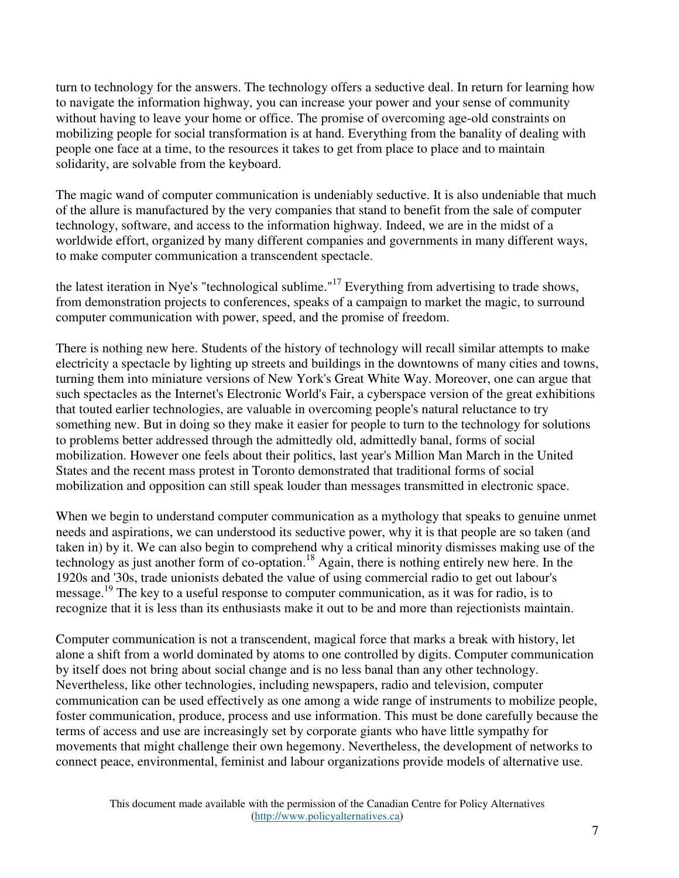turn to technology for the answers. The technology offers a seductive deal. In return for learning how to navigate the information highway, you can increase your power and your sense of community without having to leave your home or office. The promise of overcoming age-old constraints on mobilizing people for social transformation is at hand. Everything from the banality of dealing with people one face at a time, to the resources it takes to get from place to place and to maintain solidarity, are solvable from the keyboard.

The magic wand of computer communication is undeniably seductive. It is also undeniable that much of the allure is manufactured by the very companies that stand to benefit from the sale of computer technology, software, and access to the information highway. Indeed, we are in the midst of a worldwide effort, organized by many different companies and governments in many different ways, to make computer communication a transcendent spectacle.

the latest iteration in Nye's "technological sublime."[17] Everything from advertising to trade shows, from demonstration projects to conferences, speaks of a campaign to market the magic, to surround computer communication with power, speed, and the promise of freedom.

There is nothing new here. Students of the history of technology will recall similar attempts to make electricity a spectacle by lighting up streets and buildings in the downtowns of many cities and towns, turning them into miniature versions of New York's Great White Way. Moreover, one can argue that such spectacles as the Internet's Electronic World's Fair, a cyberspace version of the great exhibitions that touted earlier technologies, are valuable in overcoming people's natural reluctance to try something new. But in doing so they make it easier for people to turn to the technology for solutions to problems better addressed through the admittedly old, admittedly banal, forms of social mobilization. However one feels about their politics, last year's Million Man March in the United States and the recent mass protest in Toronto demonstrated that traditional forms of social mobilization and opposition can still speak louder than messages transmitted in electronic space.

When we begin to understand computer communication as a mythology that speaks to genuine unmet needs and aspirations, we can understood its seductive power, why it is that people are so taken (and taken in) by it. We can also begin to comprehend why a critical minority dismisses making use of the technology as just another form of co-optation.[18] Again, there is nothing entirely new here. In the 1920s and '30s, trade unionists debated the value of using commercial radio to get out labour's message.[19] The key to a useful response to computer communication, as it was for radio, is to recognize that it is less than its enthusiasts make it out to be and more than rejectionists maintain.

Computer communication is not a transcendent, magical force that marks a break with history, let alone a shift from a world dominated by atoms to one controlled by digits. Computer communication by itself does not bring about social change and is no less banal than any other technology. Nevertheless, like other technologies, including newspapers, radio and television, computer communication can be used effectively as one among a wide range of instruments to mobilize people, foster communication, produce, process and use information. This must be done carefully because the terms of access and use are increasingly set by corporate giants who have little sympathy for movements that might challenge their own hegemony. Nevertheless, the development of networks to connect peace, environmental, feminist and labour organizations provide models of alternative use.

This document made available with the permission of the Canadian Centre for Policy Alternatives (http://www.policyalternatives.ca)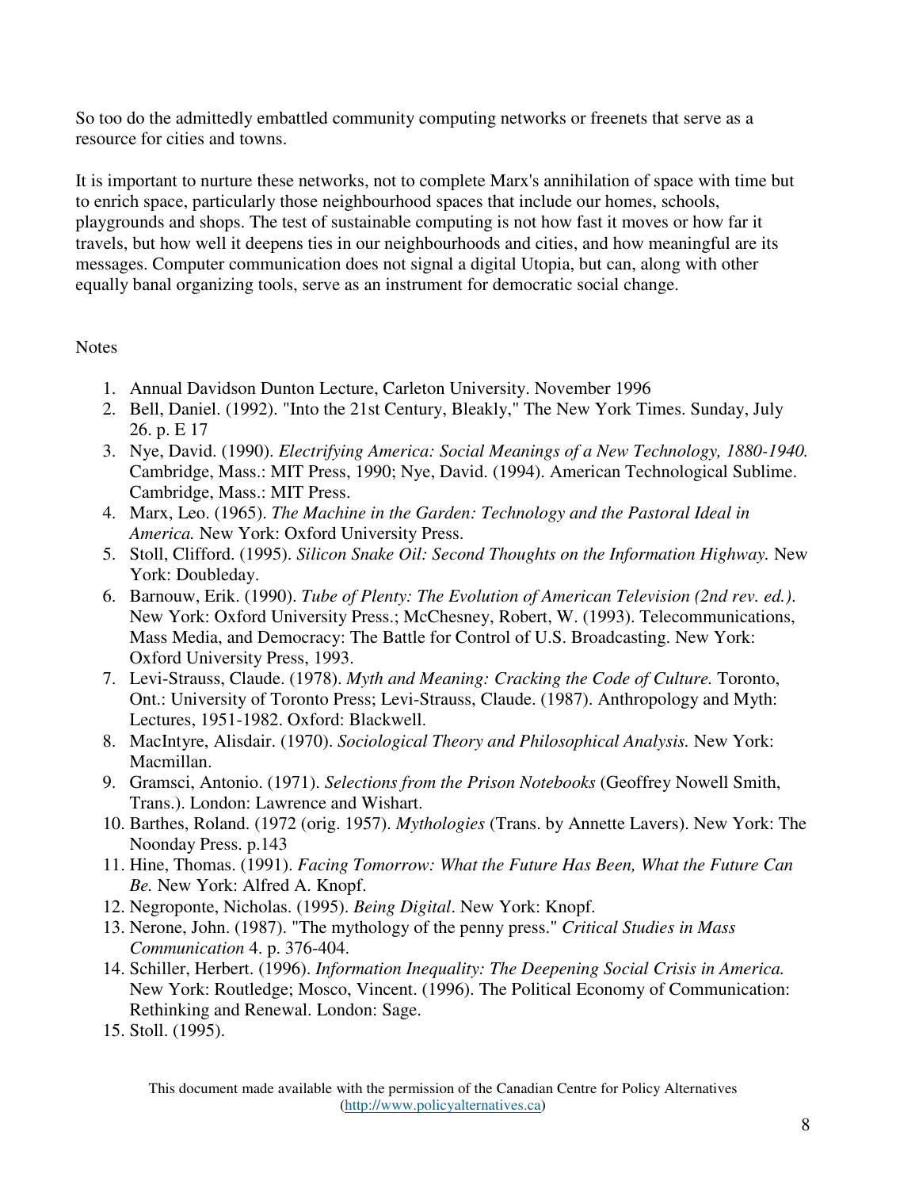So too do the admittedly embattled community computing networks or freenets that serve as a resource for cities and towns.

It is important to nurture these networks, not to complete Marx's annihilation of space with time but to enrich space, particularly those neighbourhood spaces that include our homes, schools, playgrounds and shops. The test of sustainable computing is not how fast it moves or how far it travels, but how well it deepens ties in our neighbourhoods and cities, and how meaningful are its messages. Computer communication does not signal a digital Utopia, but can, along with other equally banal organizing tools, serve as an instrument for democratic social change.

Notes

1. Annual Davidson Dunton Lecture, Carleton University. November 1996
2. Bell, Daniel. (1992). "Into the 21st Century, Bleakly," The New York Times. Sunday, July 26. p. E 17
3. Nye, David. (1990). *Electrifying America: Social Meanings of a New Technology, 1880-1940.* Cambridge, Mass.: MIT Press, 1990; Nye, David. (1994). American Technological Sublime. Cambridge, Mass.: MIT Press.
4. Marx, Leo. (1965). *The Machine in the Garden: Technology and the Pastoral Ideal in America.* New York: Oxford University Press.
5. Stoll, Clifford. (1995). *Silicon Snake Oil: Second Thoughts on the Information Highway.* New York: Doubleday.
6. Barnouw, Erik. (1990). *Tube of Plenty: The Evolution of American Television (2nd rev. ed.).* New York: Oxford University Press.; McChesney, Robert, W. (1993). Telecommunications, Mass Media, and Democracy: The Battle for Control of U.S. Broadcasting. New York: Oxford University Press, 1993.
7. Levi-Strauss, Claude. (1978). *Myth and Meaning: Cracking the Code of Culture.* Toronto, Ont.: University of Toronto Press; Levi-Strauss, Claude. (1987). Anthropology and Myth: Lectures, 1951-1982. Oxford: Blackwell.
8. MacIntyre, Alisdair. (1970). *Sociological Theory and Philosophical Analysis.* New York: Macmillan.
9. Gramsci, Antonio. (1971). *Selections from the Prison Notebooks* (Geoffrey Nowell Smith, Trans.). London: Lawrence and Wishart.
10. Barthes, Roland. (1972 (orig. 1957). *Mythologies* (Trans. by Annette Lavers). New York: The Noonday Press. p.143
11. Hine, Thomas. (1991). *Facing Tomorrow: What the Future Has Been, What the Future Can Be.* New York: Alfred A. Knopf.
12. Negroponte, Nicholas. (1995). *Being Digital*. New York: Knopf.
13. Nerone, John. (1987). "The mythology of the penny press." *Critical Studies in Mass Communication* 4. p. 376-404.
14. Schiller, Herbert. (1996). *Information Inequality: The Deepening Social Crisis in America.* New York: Routledge; Mosco, Vincent. (1996). The Political Economy of Communication: Rethinking and Renewal. London: Sage.
15. Stoll. (1995).

This document made available with the permission of the Canadian Centre for Policy Alternatives (http://www.policyalternatives.ca)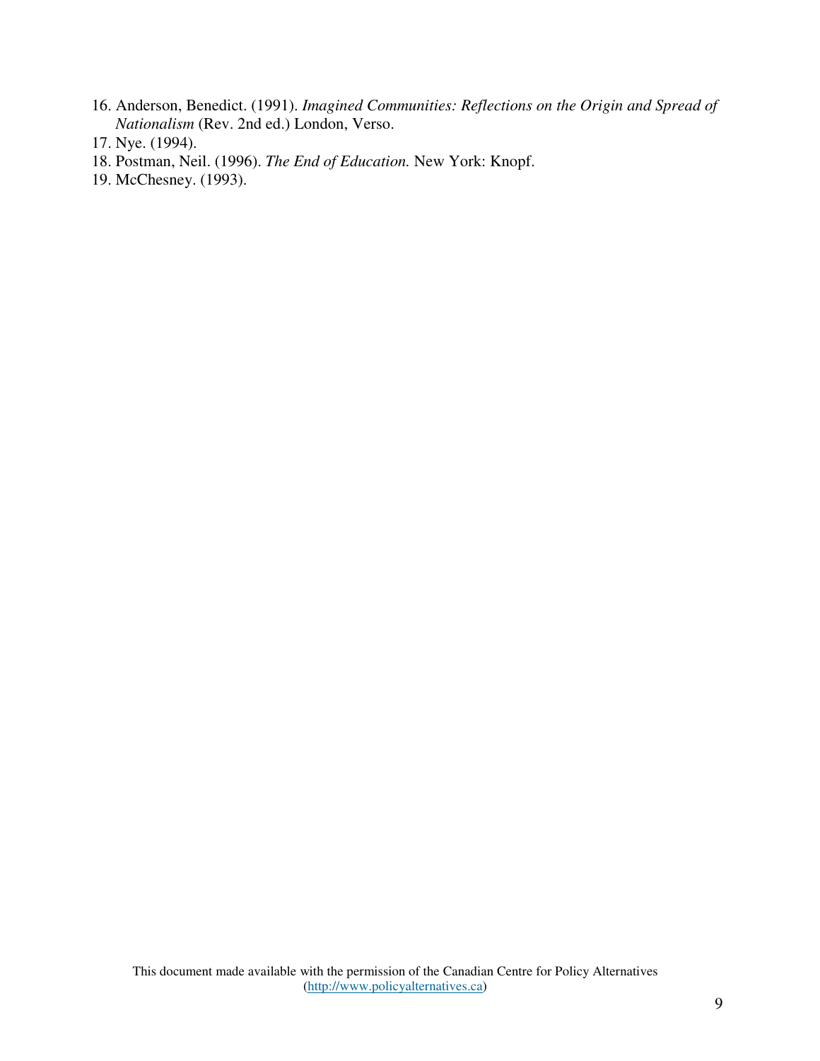16. Anderson, Benedict. (1991). *Imagined Communities: Reflections on the Origin and Spread of Nationalism* (Rev. 2nd ed.) London, Verso.
17. Nye. (1994).
18. Postman, Neil. (1996). *The End of Education.* New York: Knopf.
19. McChesney. (1993).

This document made available with the permission of the Canadian Centre for Policy Alternatives (http://www.policyalternatives.ca)